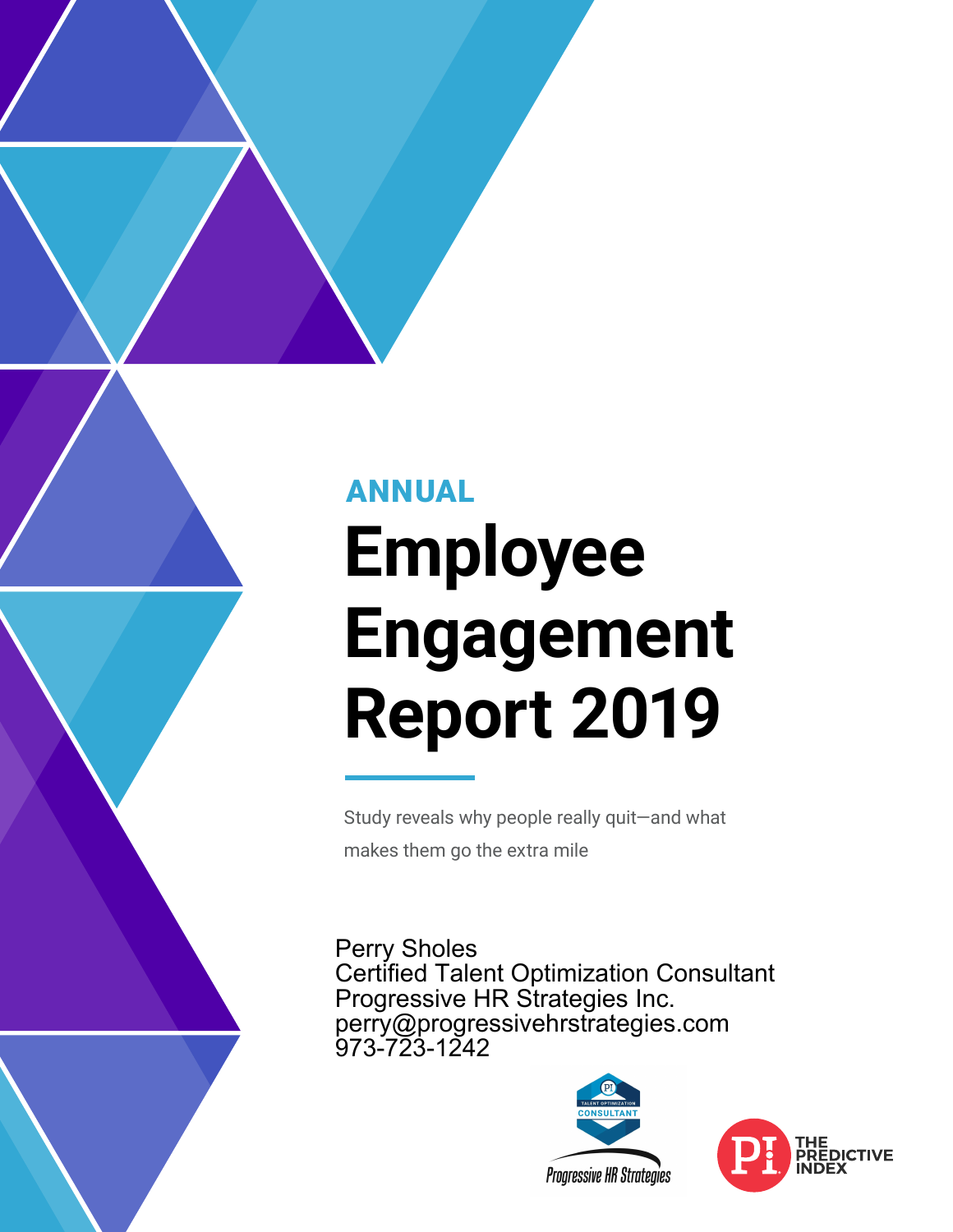ANNUAL

# Employee Engagement Report 2019

Study reveals why people really quit—and what makes them go the extra mile

Perry Sholes
Certified Talent Optimization Consultant
Progressive HR Strategies Inc.
perry@progressivehrstrategies.com
973-723-1242

TALENT OPTIMIZATION CONSULTANT

Progressive HR Strategies

THE PREDICTIVE INDEX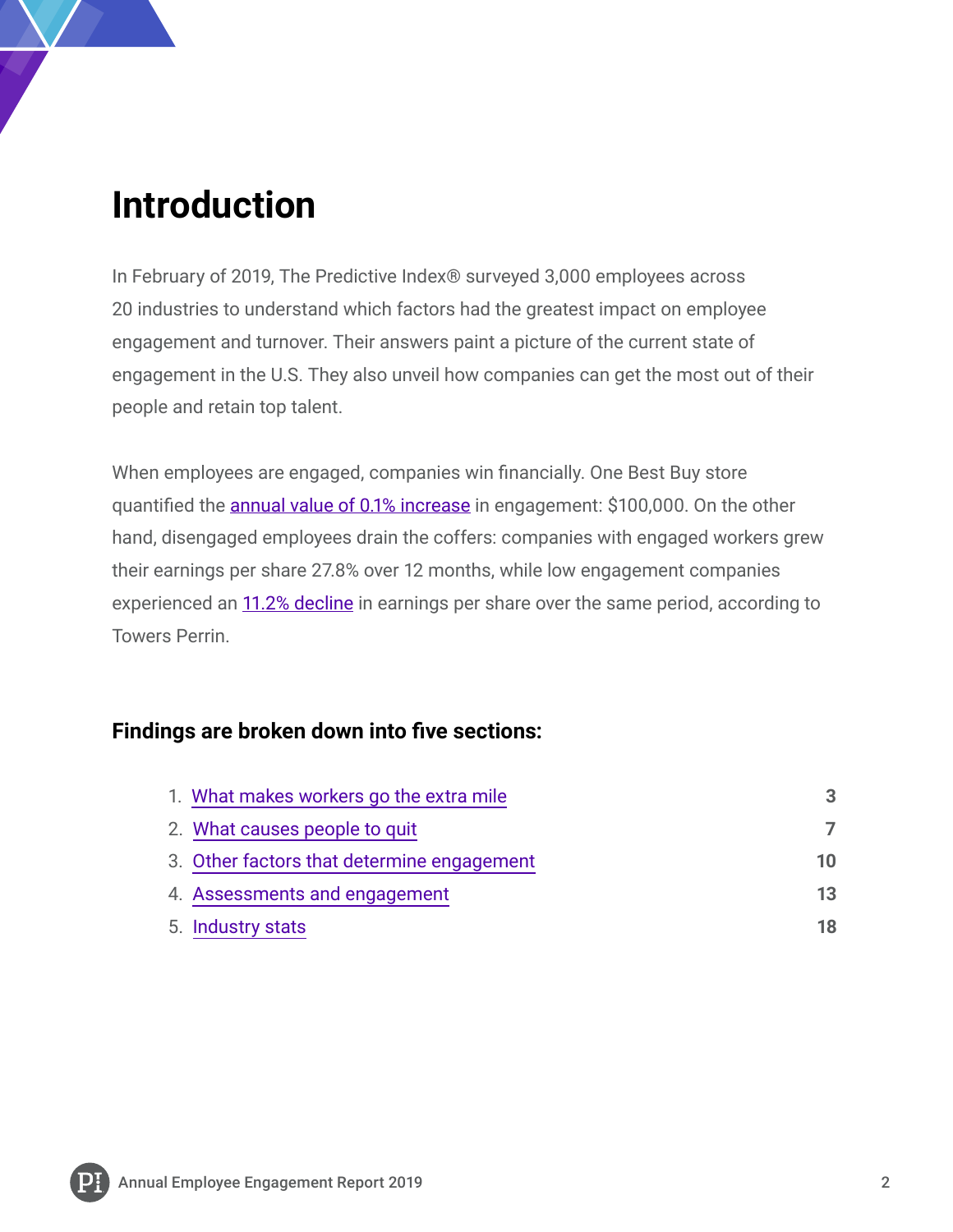# Introduction

In February of 2019, The Predictive Index® surveyed 3,000 employees across 20 industries to understand which factors had the greatest impact on employee engagement and turnover. Their answers paint a picture of the current state of engagement in the U.S. They also unveil how companies can get the most out of their people and retain top talent.

When employees are engaged, companies win financially. One Best Buy store quantified the annual value of 0.1% increase in engagement: $100,000. On the other hand, disengaged employees drain the coffers: companies with engaged workers grew their earnings per share 27.8% over 12 months, while low engagement companies experienced an 11.2% decline in earnings per share over the same period, according to Towers Perrin.

### Findings are broken down into five sections:

1. What makes workers go the extra mile — 3
2. What causes people to quit — 7
3. Other factors that determine engagement — 10
4. Assessments and engagement — 13
5. Industry stats — 18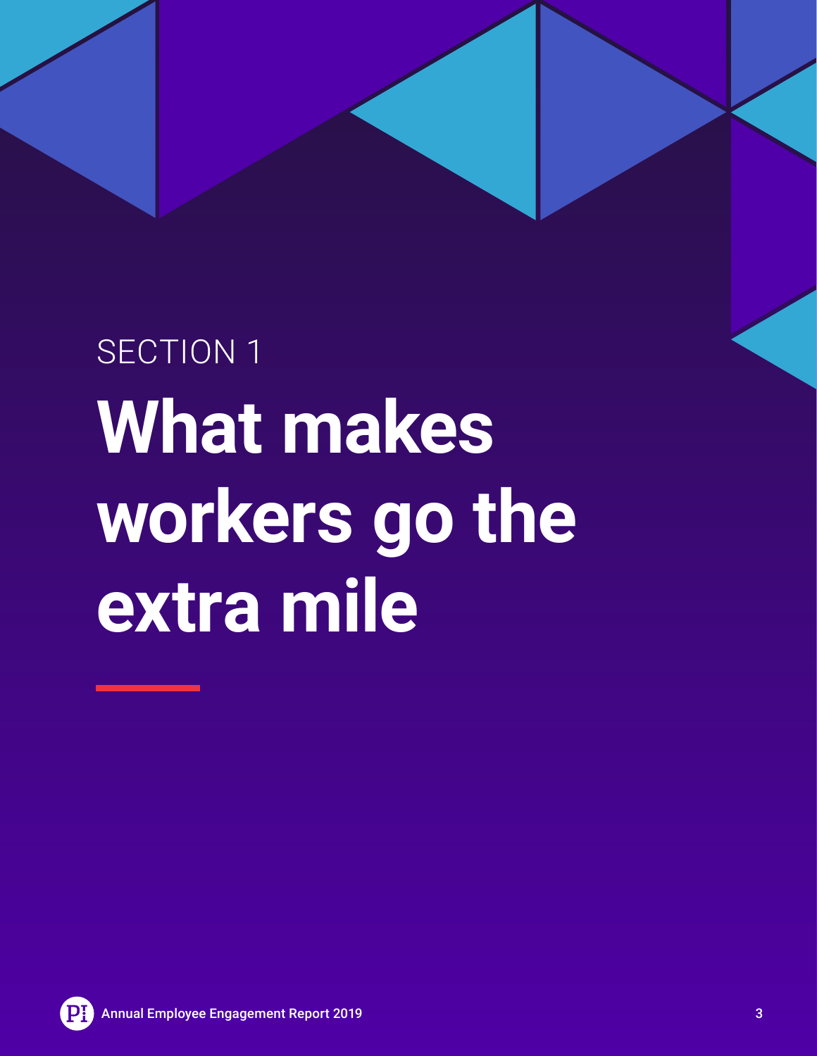SECTION 1

# What makes workers go the extra mile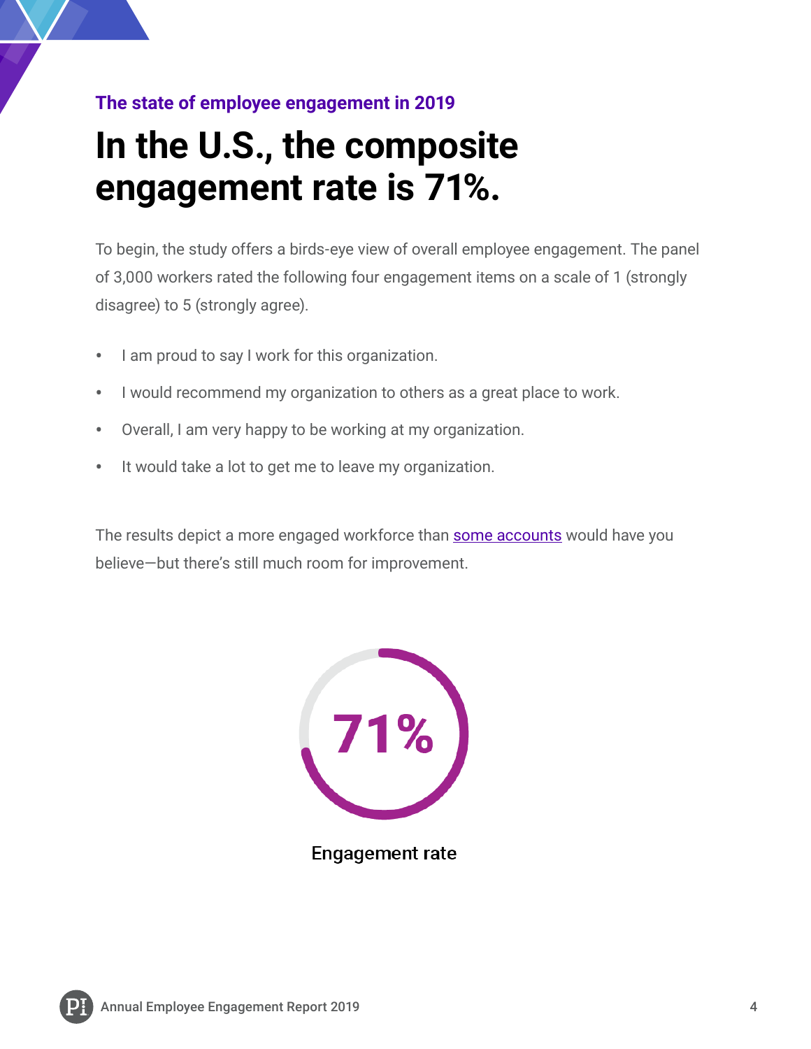**The state of employee engagement in 2019**

# In the U.S., the composite engagement rate is 71%.

To begin, the study offers a birds-eye view of overall employee engagement. The panel of 3,000 workers rated the following four engagement items on a scale of 1 (strongly disagree) to 5 (strongly agree).

- I am proud to say I work for this organization.
- I would recommend my organization to others as a great place to work.
- Overall, I am very happy to be working at my organization.
- It would take a lot to get me to leave my organization.

The results depict a more engaged workforce than some accounts would have you believe—but there's still much room for improvement.

71%

Engagement rate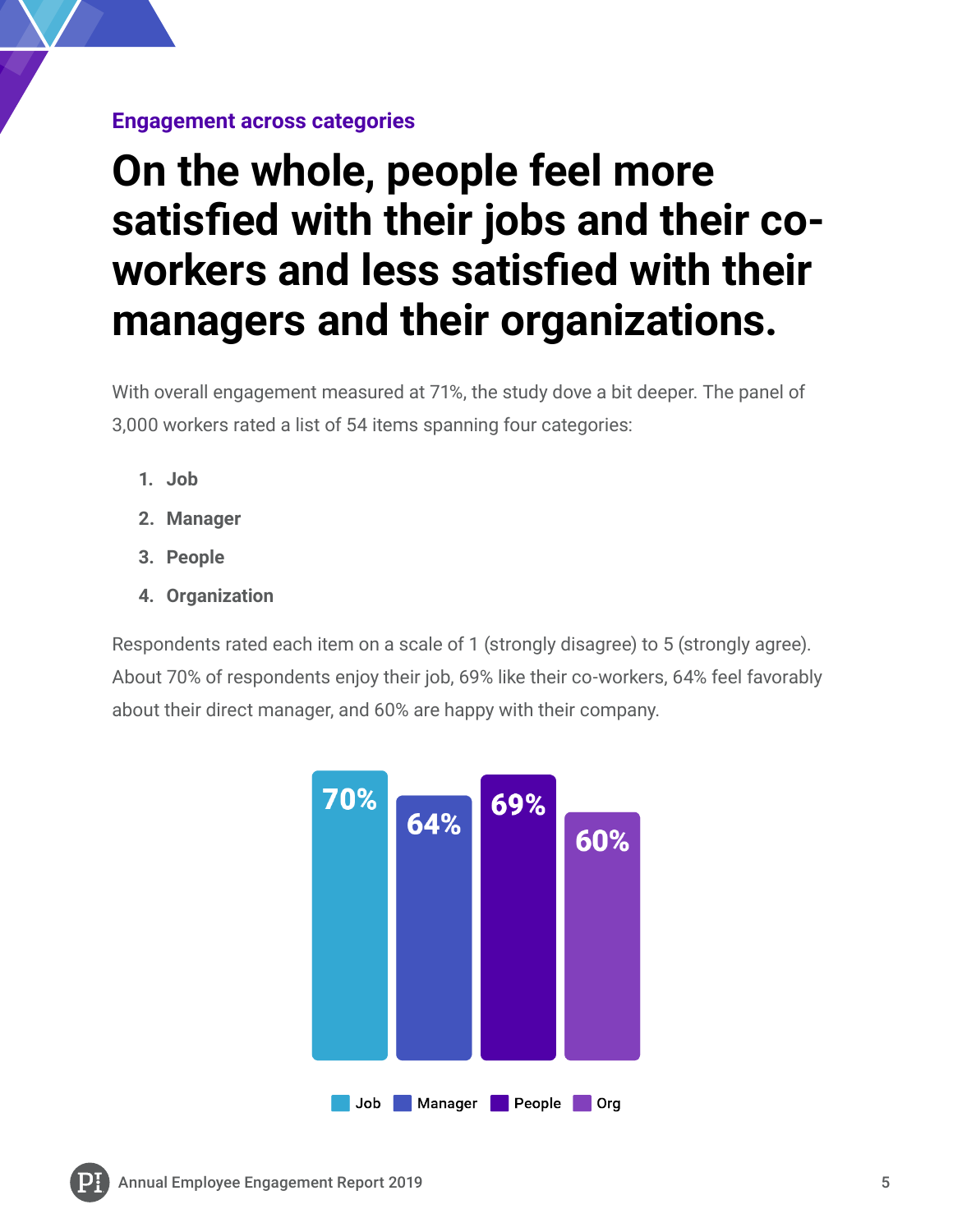**Engagement across categories**

# On the whole, people feel more satisfied with their jobs and their co-workers and less satisfied with their managers and their organizations.

With overall engagement measured at 71%, the study dove a bit deeper. The panel of 3,000 workers rated a list of 54 items spanning four categories:

1. **Job**
2. **Manager**
3. **People**
4. **Organization**

Respondents rated each item on a scale of 1 (strongly disagree) to 5 (strongly agree). About 70% of respondents enjoy their job, 69% like their co-workers, 64% feel favorably about their direct manager, and 60% are happy with their company.

70%
64%
69%
60%

Job
Manager
People
Org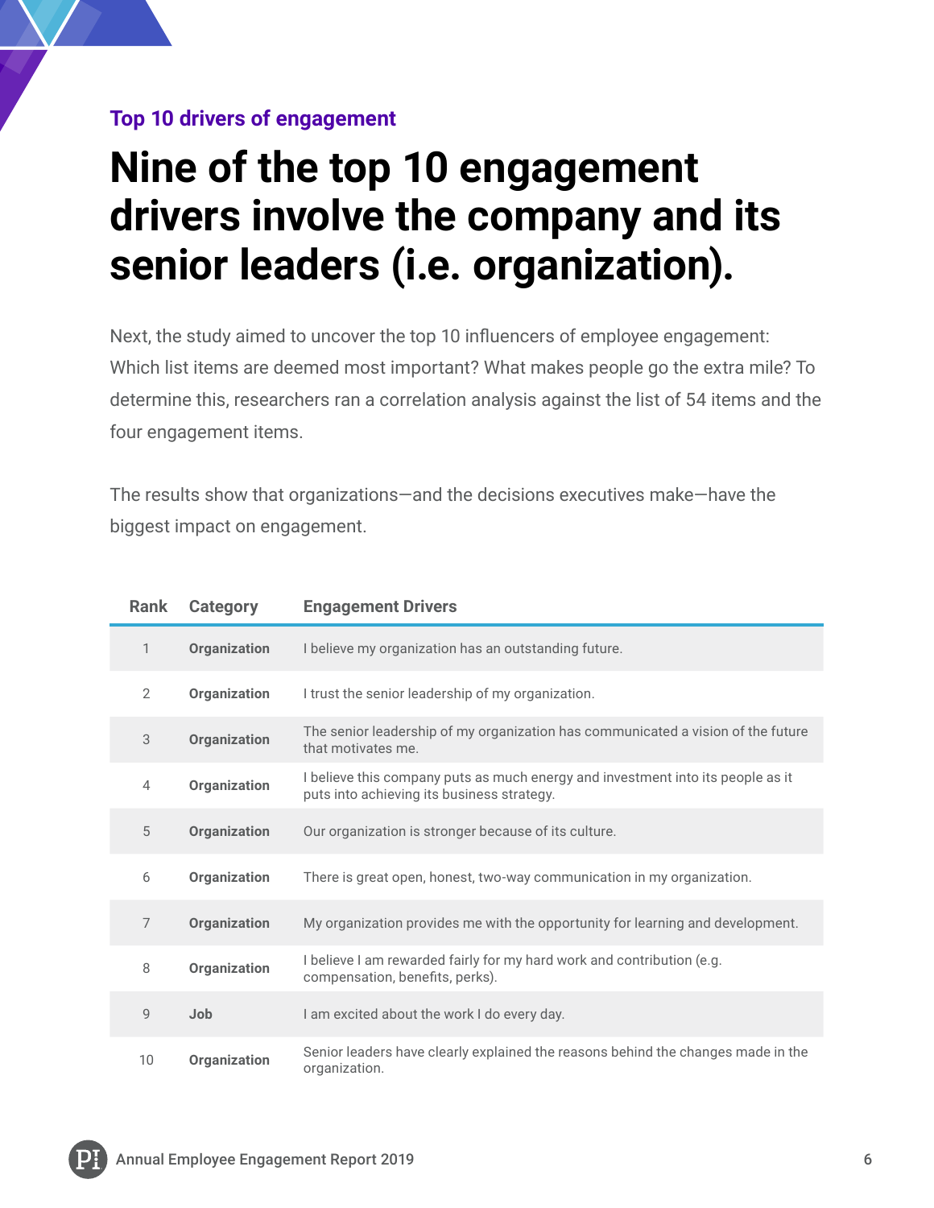### Top 10 drivers of engagement

# Nine of the top 10 engagement drivers involve the company and its senior leaders (i.e. organization).

Next, the study aimed to uncover the top 10 influencers of employee engagement: Which list items are deemed most important? What makes people go the extra mile? To determine this, researchers ran a correlation analysis against the list of 54 items and the four engagement items.

The results show that organizations—and the decisions executives make—have the biggest impact on engagement.

| Rank | Category | Engagement Drivers |
|---|---|---|
| 1 | **Organization** | I believe my organization has an outstanding future. |
| 2 | **Organization** | I trust the senior leadership of my organization. |
| 3 | **Organization** | The senior leadership of my organization has communicated a vision of the future that motivates me. |
| 4 | **Organization** | I believe this company puts as much energy and investment into its people as it puts into achieving its business strategy. |
| 5 | **Organization** | Our organization is stronger because of its culture. |
| 6 | **Organization** | There is great open, honest, two-way communication in my organization. |
| 7 | **Organization** | My organization provides me with the opportunity for learning and development. |
| 8 | **Organization** | I believe I am rewarded fairly for my hard work and contribution (e.g. compensation, benefits, perks). |
| 9 | **Job** | I am excited about the work I do every day. |
| 10 | **Organization** | Senior leaders have clearly explained the reasons behind the changes made in the organization. |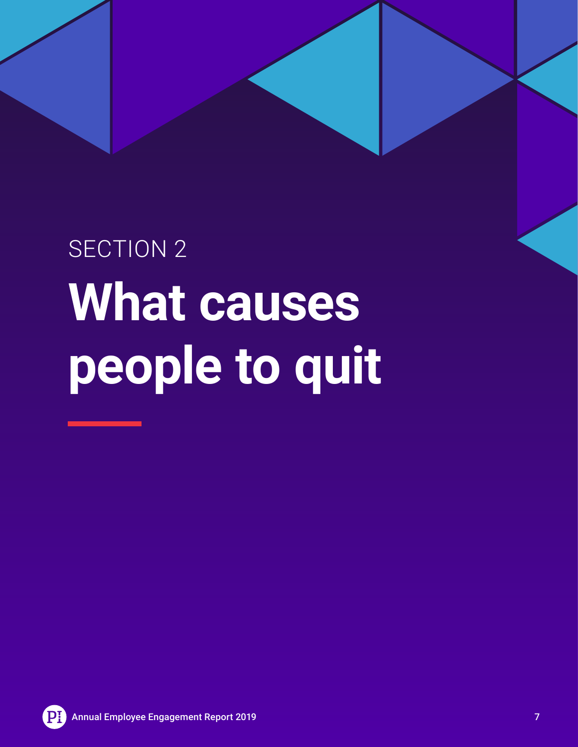SECTION 2

# What causes people to quit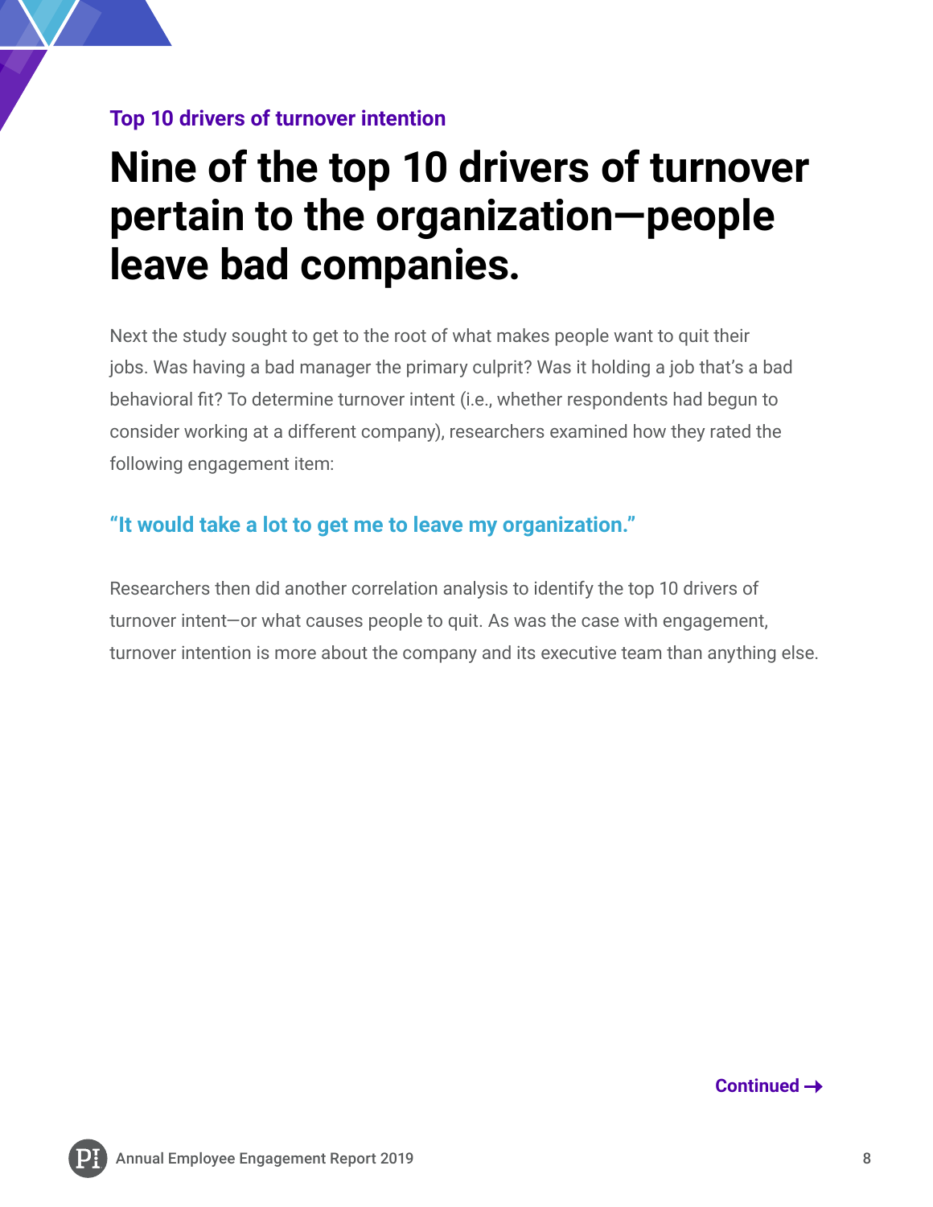### Top 10 drivers of turnover intention

# Nine of the top 10 drivers of turnover pertain to the organization—people leave bad companies.

Next the study sought to get to the root of what makes people want to quit their jobs. Was having a bad manager the primary culprit? Was it holding a job that's a bad behavioral fit? To determine turnover intent (i.e., whether respondents had begun to consider working at a different company), researchers examined how they rated the following engagement item:

**"It would take a lot to get me to leave my organization."**

Researchers then did another correlation analysis to identify the top 10 drivers of turnover intent—or what causes people to quit. As was the case with engagement, turnover intention is more about the company and its executive team than anything else.

**Continued →**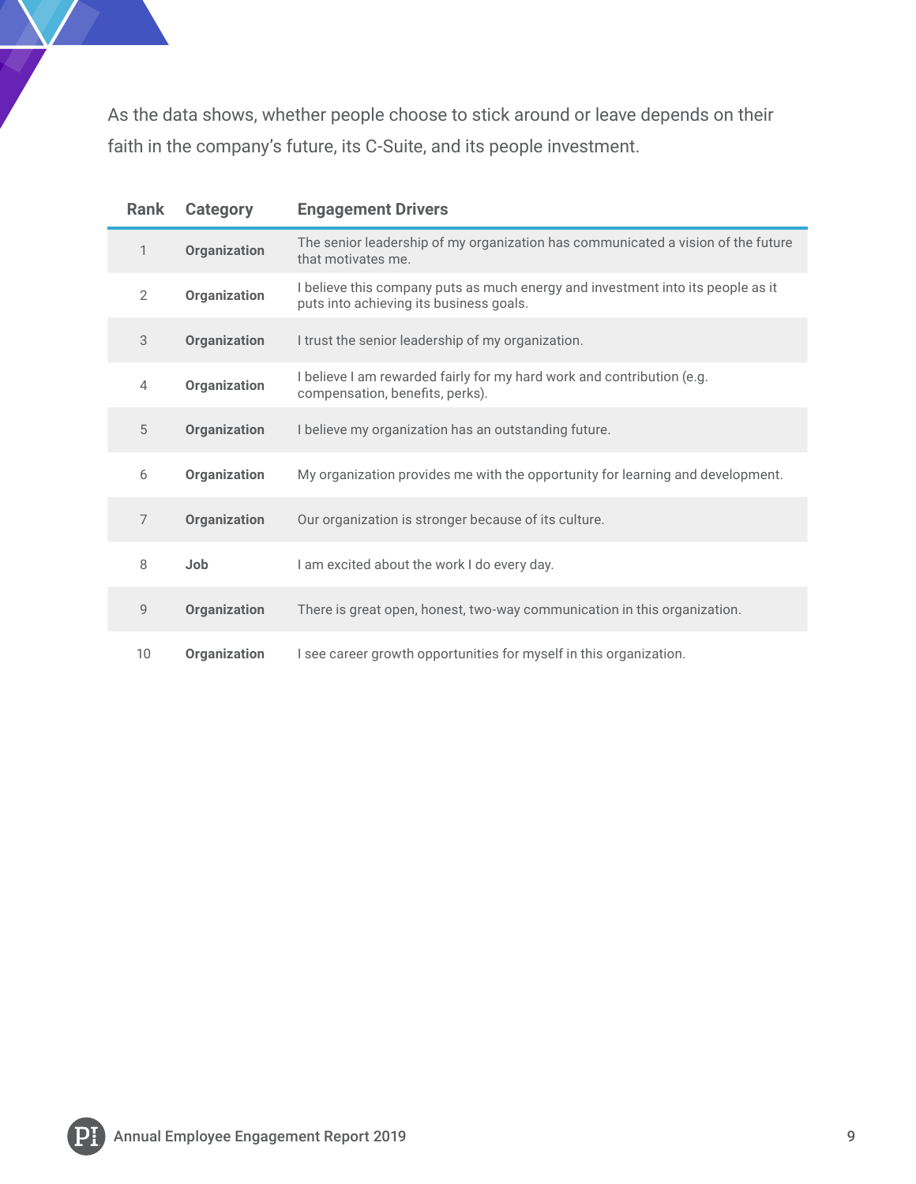As the data shows, whether people choose to stick around or leave depends on their faith in the company's future, its C-Suite, and its people investment.

| Rank | Category | Engagement Drivers |
|---|---|---|
| 1 | **Organization** | The senior leadership of my organization has communicated a vision of the future that motivates me. |
| 2 | **Organization** | I believe this company puts as much energy and investment into its people as it puts into achieving its business goals. |
| 3 | **Organization** | I trust the senior leadership of my organization. |
| 4 | **Organization** | I believe I am rewarded fairly for my hard work and contribution (e.g. compensation, benefits, perks). |
| 5 | **Organization** | I believe my organization has an outstanding future. |
| 6 | **Organization** | My organization provides me with the opportunity for learning and development. |
| 7 | **Organization** | Our organization is stronger because of its culture. |
| 8 | **Job** | I am excited about the work I do every day. |
| 9 | **Organization** | There is great open, honest, two-way communication in this organization. |
| 10 | **Organization** | I see career growth opportunities for myself in this organization. |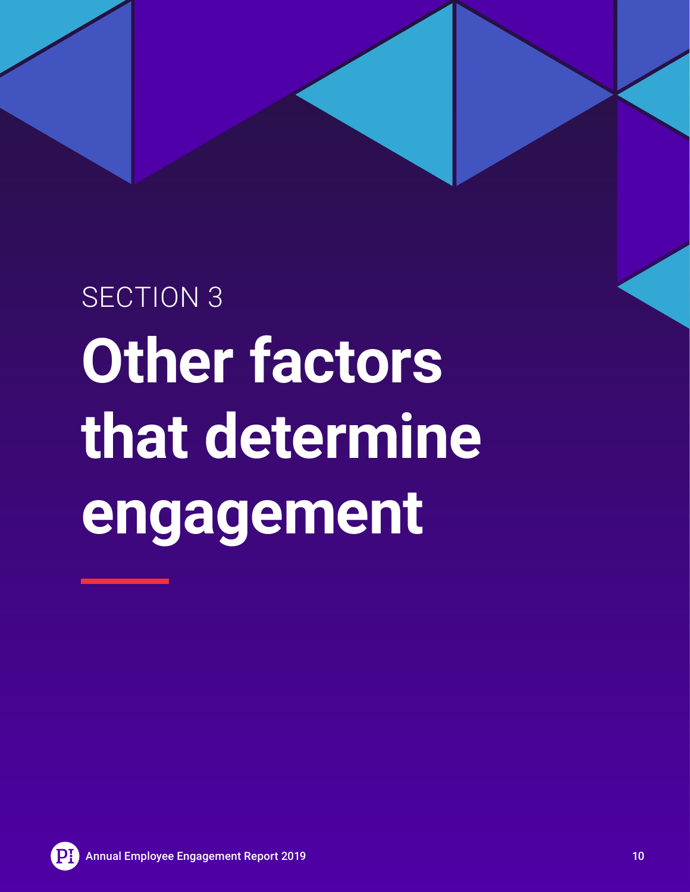SECTION 3

# Other factors that determine engagement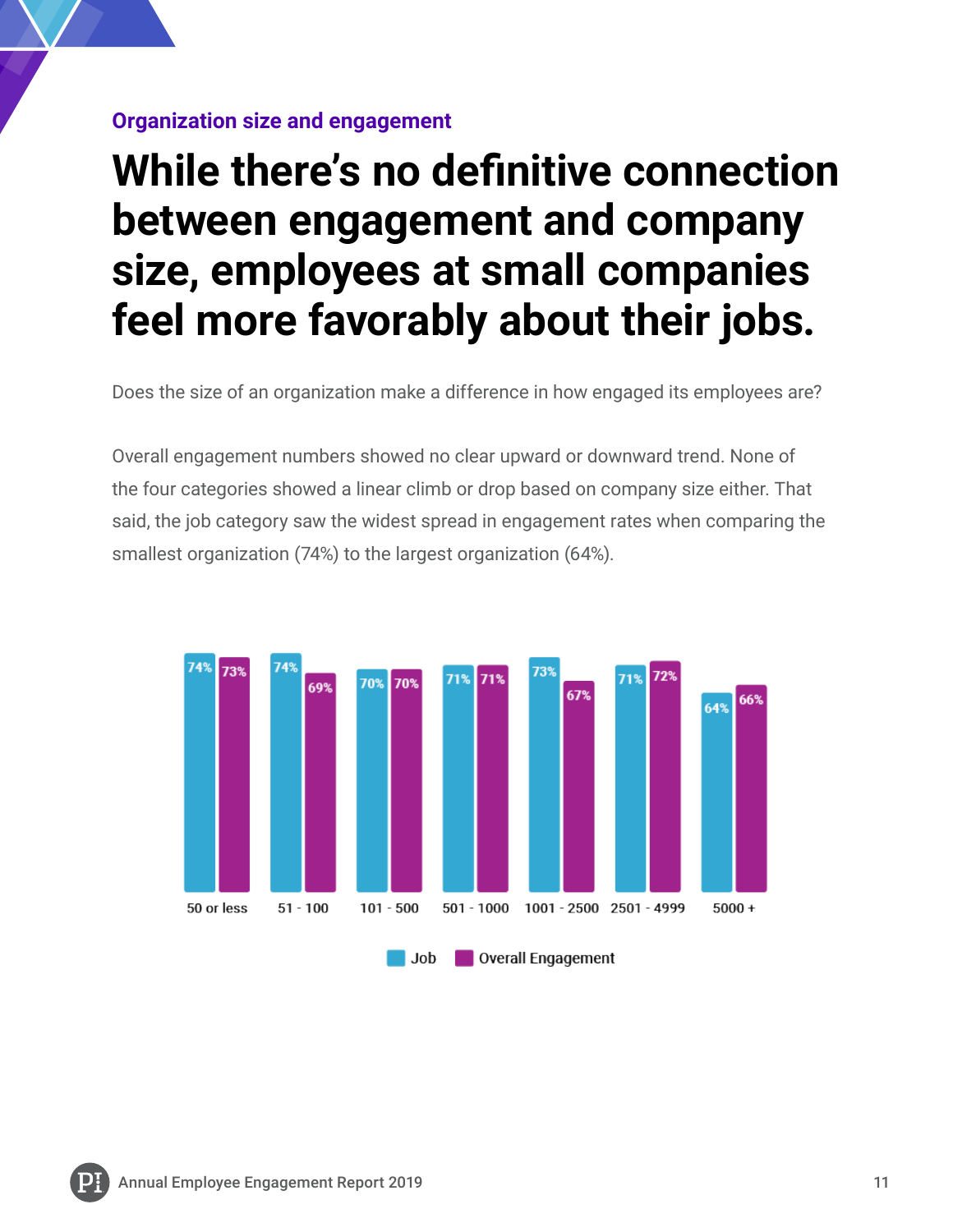### Organization size and engagement

# While there's no definitive connection between engagement and company size, employees at small companies feel more favorably about their jobs.

Does the size of an organization make a difference in how engaged its employees are?

Overall engagement numbers showed no clear upward or downward trend. None of the four categories showed a linear climb or drop based on company size either. That said, the job category saw the widest spread in engagement rates when comparing the smallest organization (74%) to the largest organization (64%).

74% 73%
74% 69%
70% 70%
71% 71%
73% 67%
71% 72%
64% 66%

50 or less
51 - 100
101 - 500
501 - 1000
1001 - 2500
2501 - 4999
5000 +

Job
Overall Engagement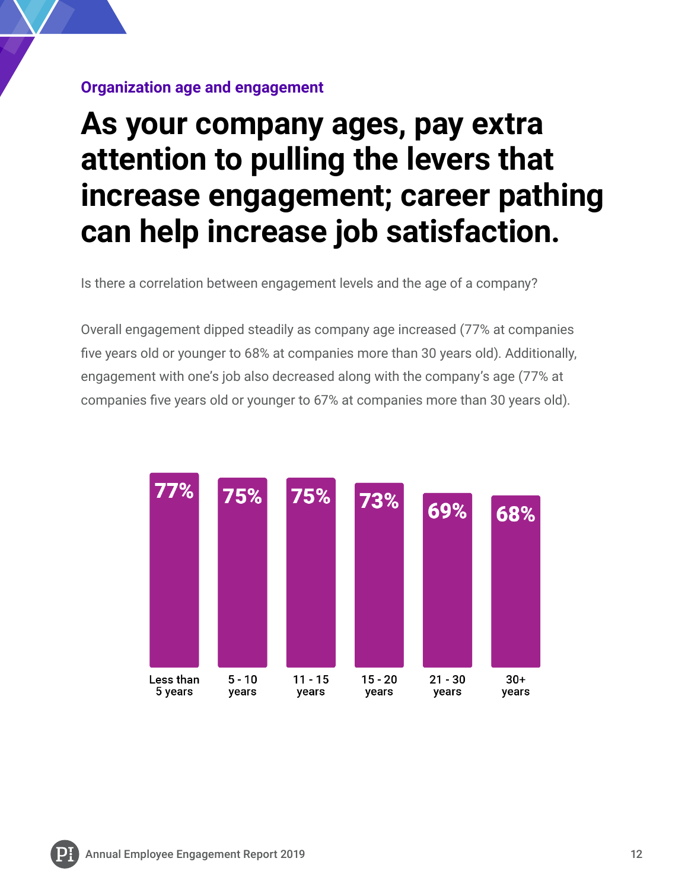### Organization age and engagement

# As your company ages, pay extra attention to pulling the levers that increase engagement; career pathing can help increase job satisfaction.

Is there a correlation between engagement levels and the age of a company?

Overall engagement dipped steadily as company age increased (77% at companies five years old or younger to 68% at companies more than 30 years old). Additionally, engagement with one's job also decreased along with the company's age (77% at companies five years old or younger to 67% at companies more than 30 years old).

77%
75%
75%
73%
69%
68%

Less than 5 years
5 - 10 years
11 - 15 years
15 - 20 years
21 - 30 years
30+ years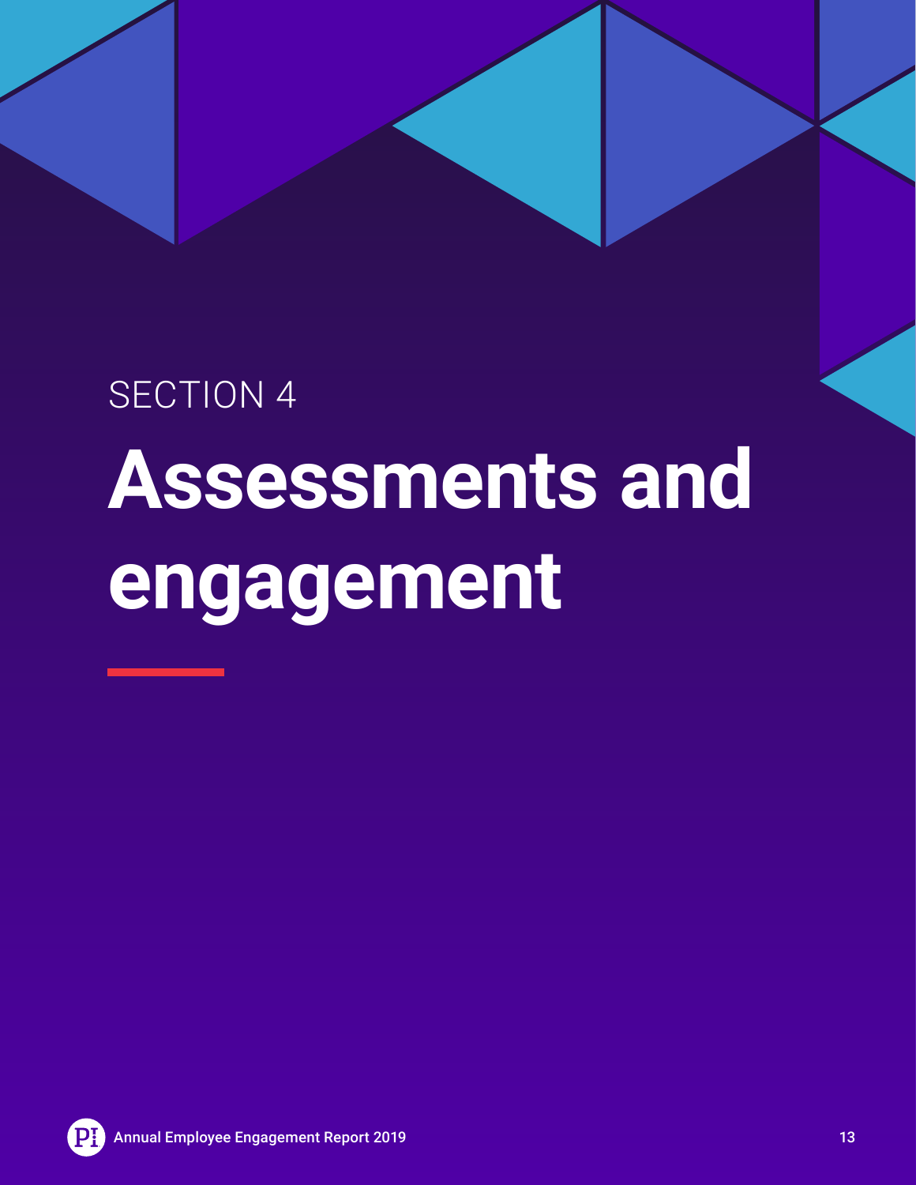SECTION 4

# Assessments and engagement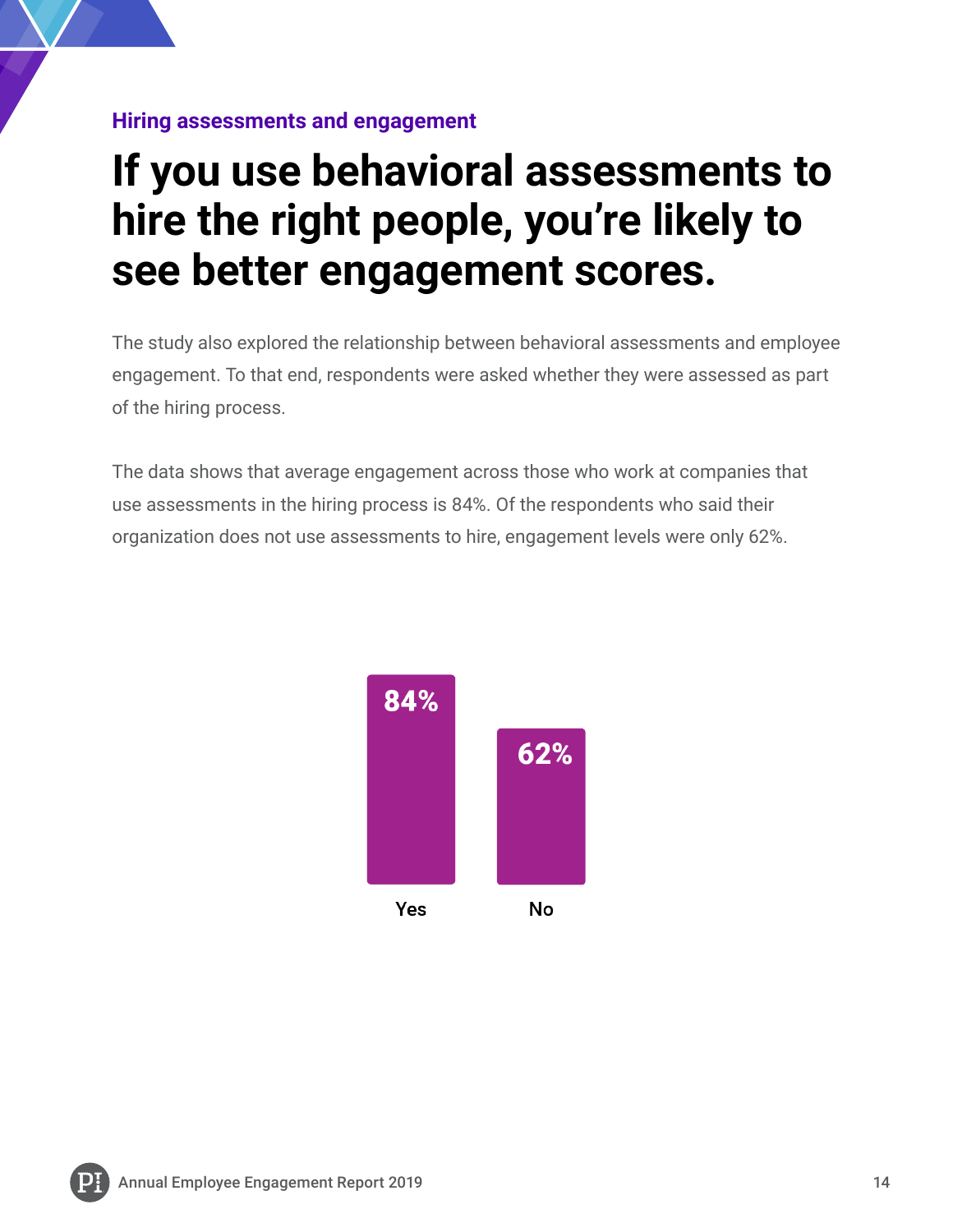### Hiring assessments and engagement

# If you use behavioral assessments to hire the right people, you're likely to see better engagement scores.

The study also explored the relationship between behavioral assessments and employee engagement. To that end, respondents were asked whether they were assessed as part of the hiring process.

The data shows that average engagement across those who work at companies that use assessments in the hiring process is 84%. Of the respondents who said their organization does not use assessments to hire, engagement levels were only 62%.

84%

62%

Yes

No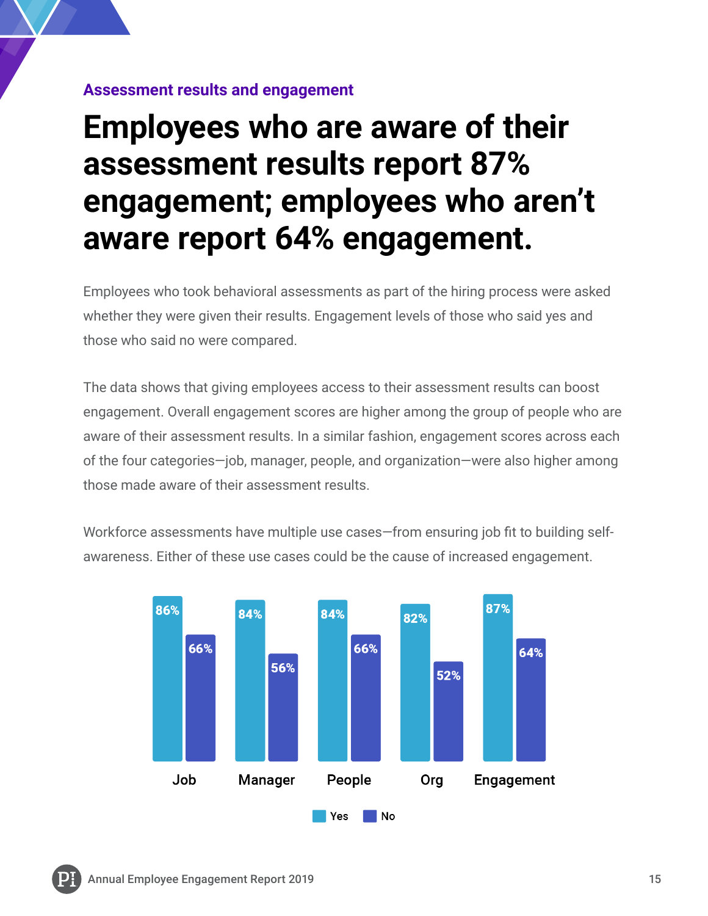Assessment results and engagement

# Employees who are aware of their assessment results report 87% engagement; employees who aren't aware report 64% engagement.

Employees who took behavioral assessments as part of the hiring process were asked whether they were given their results. Engagement levels of those who said yes and those who said no were compared.

The data shows that giving employees access to their assessment results can boost engagement. Overall engagement scores are higher among the group of people who are aware of their assessment results. In a similar fashion, engagement scores across each of the four categories—job, manager, people, and organization—were also higher among those made aware of their assessment results.

Workforce assessments have multiple use cases—from ensuring job fit to building self-awareness. Either of these use cases could be the cause of increased engagement.

| | Yes | No |
|---|---|---|
| Job | 86% | 66% |
| Manager | 84% | 56% |
| People | 84% | 66% |
| Org | 82% | 52% |
| Engagement | 87% | 64% |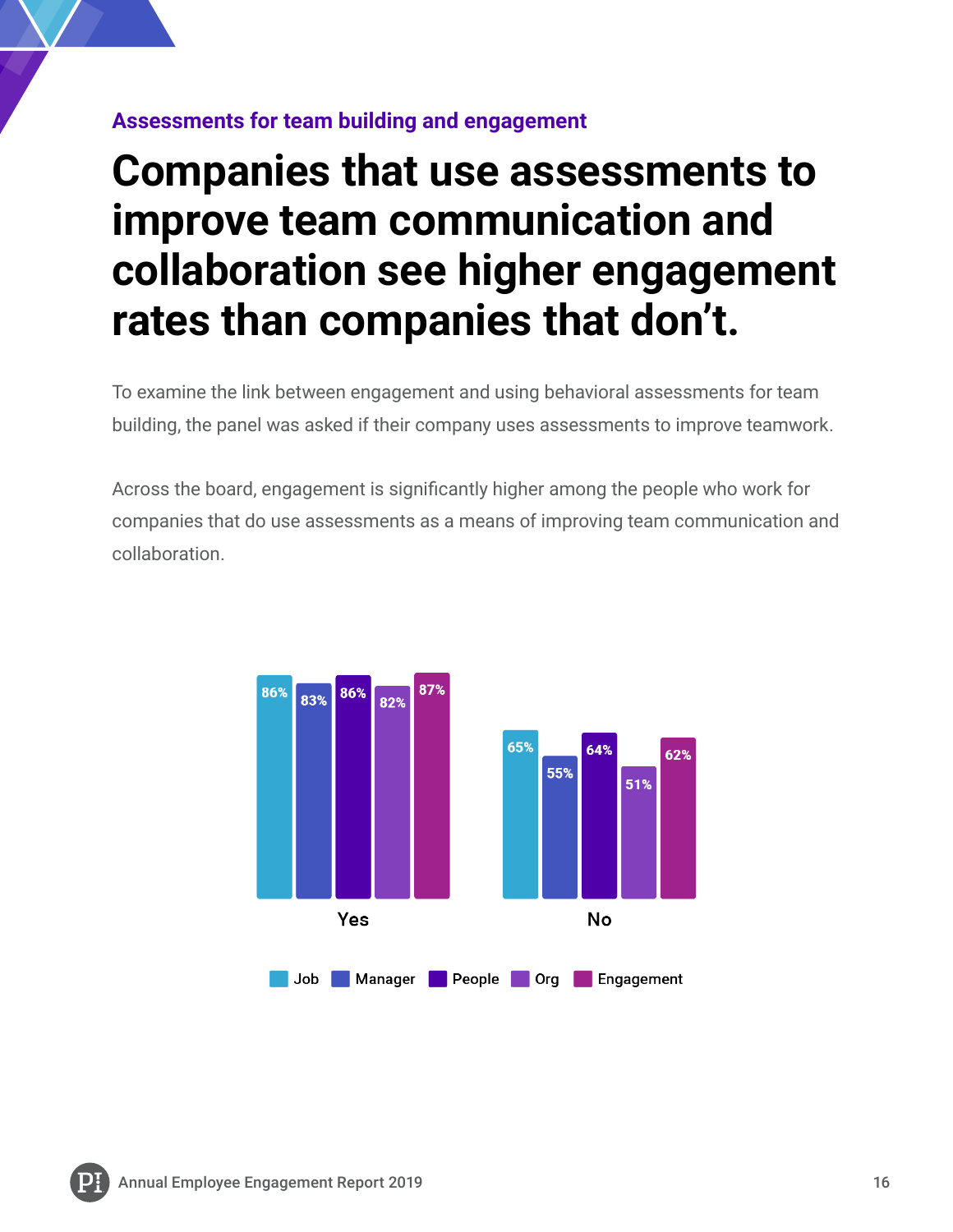### Assessments for team building and engagement

# Companies that use assessments to improve team communication and collaboration see higher engagement rates than companies that don't.

To examine the link between engagement and using behavioral assessments for team building, the panel was asked if their company uses assessments to improve teamwork.

Across the board, engagement is significantly higher among the people who work for companies that do use assessments as a means of improving team communication and collaboration.

86% 83% 86% 82% 87%

Yes

65% 55% 64% 51% 62%

No

Job Manager People Org Engagement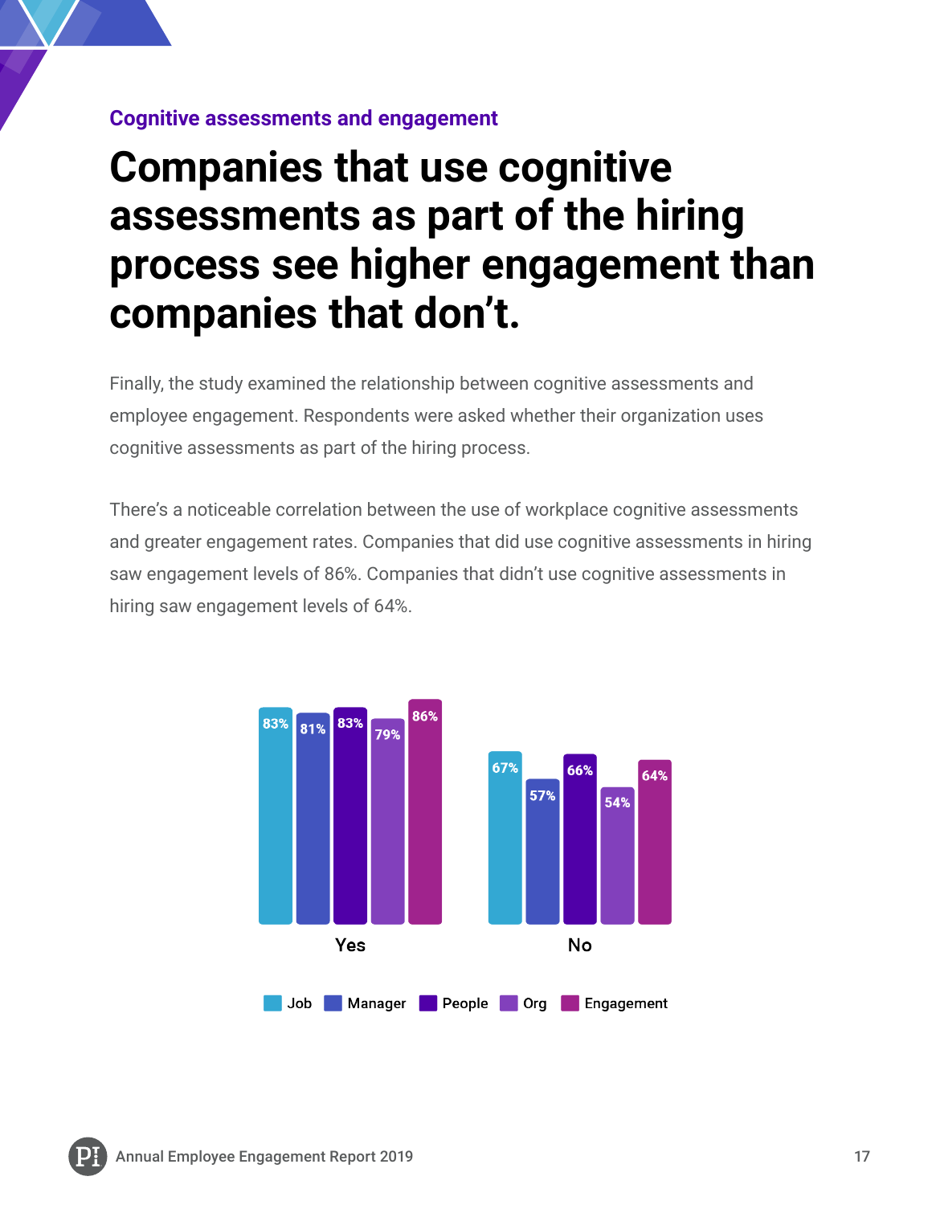Cognitive assessments and engagement

# Companies that use cognitive assessments as part of the hiring process see higher engagement than companies that don't.

Finally, the study examined the relationship between cognitive assessments and employee engagement. Respondents were asked whether their organization uses cognitive assessments as part of the hiring process.

There's a noticeable correlation between the use of workplace cognitive assessments and greater engagement rates. Companies that did use cognitive assessments in hiring saw engagement levels of 86%. Companies that didn't use cognitive assessments in hiring saw engagement levels of 64%.

83% 81% 83% 79% 86%

Yes

67% 57% 66% 54% 64%

No

Job Manager People Org Engagement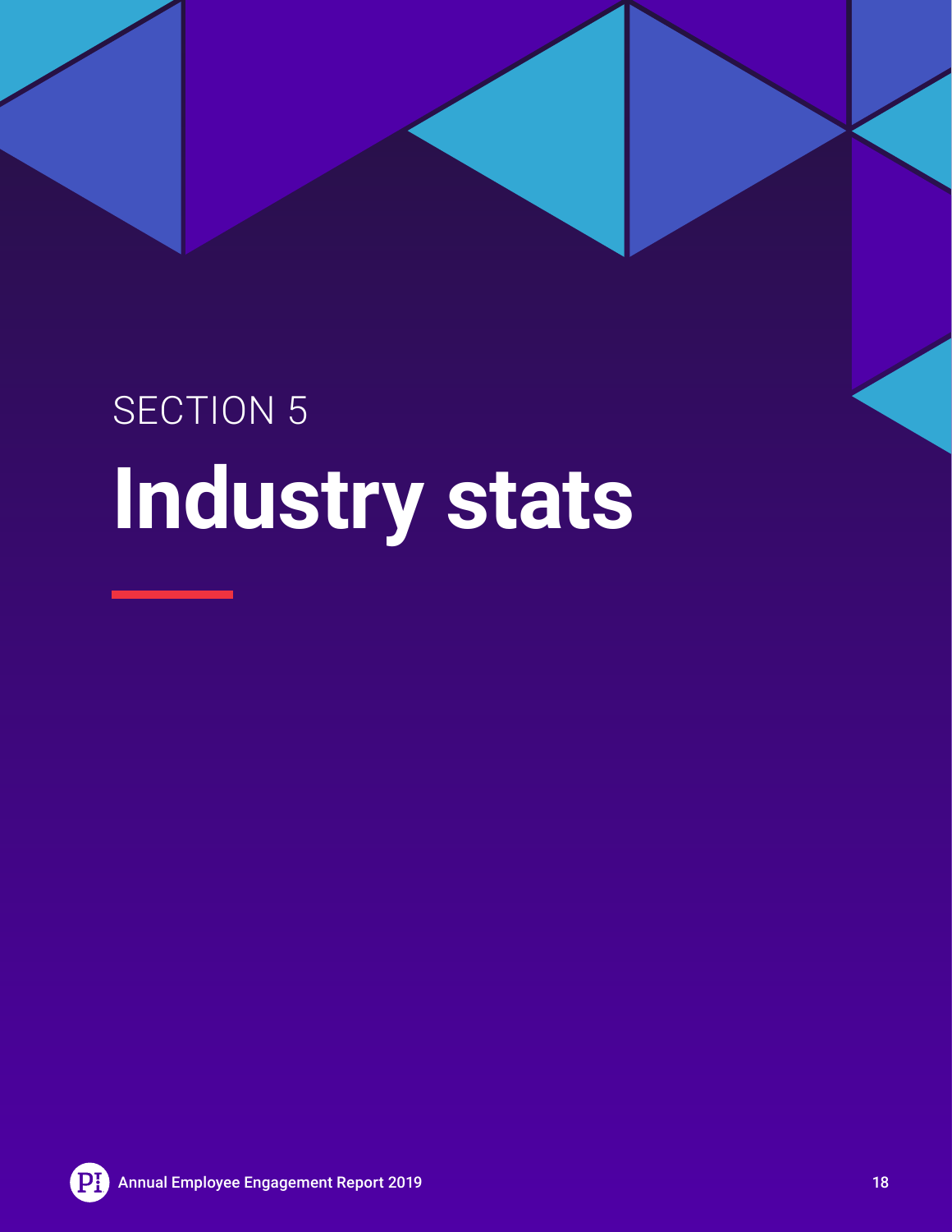SECTION 5

# Industry stats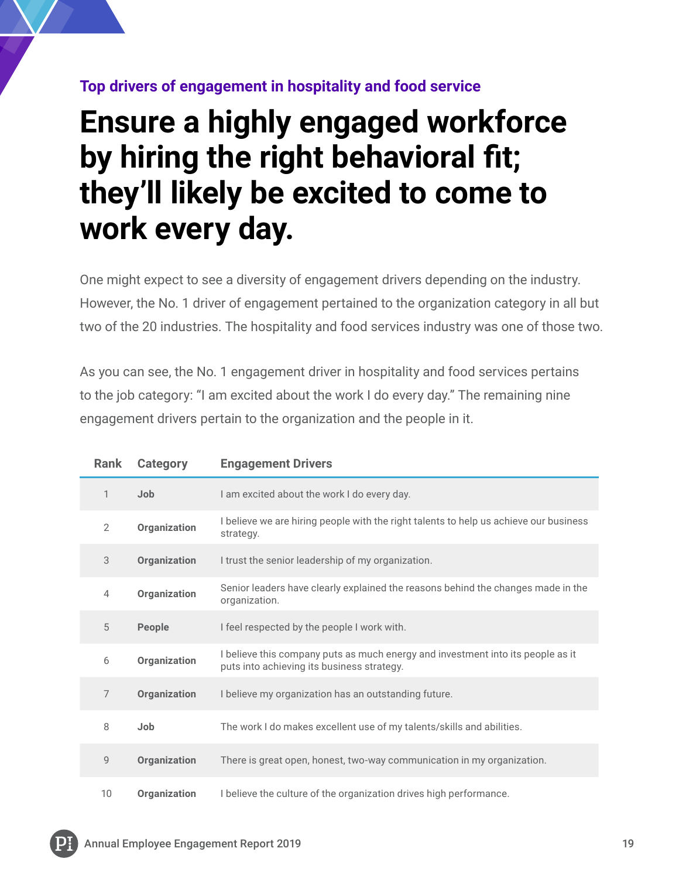### Top drivers of engagement in hospitality and food service

# Ensure a highly engaged workforce by hiring the right behavioral fit; they'll likely be excited to come to work every day.

One might expect to see a diversity of engagement drivers depending on the industry. However, the No. 1 driver of engagement pertained to the organization category in all but two of the 20 industries. The hospitality and food services industry was one of those two.

As you can see, the No. 1 engagement driver in hospitality and food services pertains to the job category: "I am excited about the work I do every day." The remaining nine engagement drivers pertain to the organization and the people in it.

| Rank | Category | Engagement Drivers |
|---|---|---|
| 1 | **Job** | I am excited about the work I do every day. |
| 2 | **Organization** | I believe we are hiring people with the right talents to help us achieve our business strategy. |
| 3 | **Organization** | I trust the senior leadership of my organization. |
| 4 | **Organization** | Senior leaders have clearly explained the reasons behind the changes made in the organization. |
| 5 | **People** | I feel respected by the people I work with. |
| 6 | **Organization** | I believe this company puts as much energy and investment into its people as it puts into achieving its business strategy. |
| 7 | **Organization** | I believe my organization has an outstanding future. |
| 8 | **Job** | The work I do makes excellent use of my talents/skills and abilities. |
| 9 | **Organization** | There is great open, honest, two-way communication in my organization. |
| 10 | **Organization** | I believe the culture of the organization drives high performance. |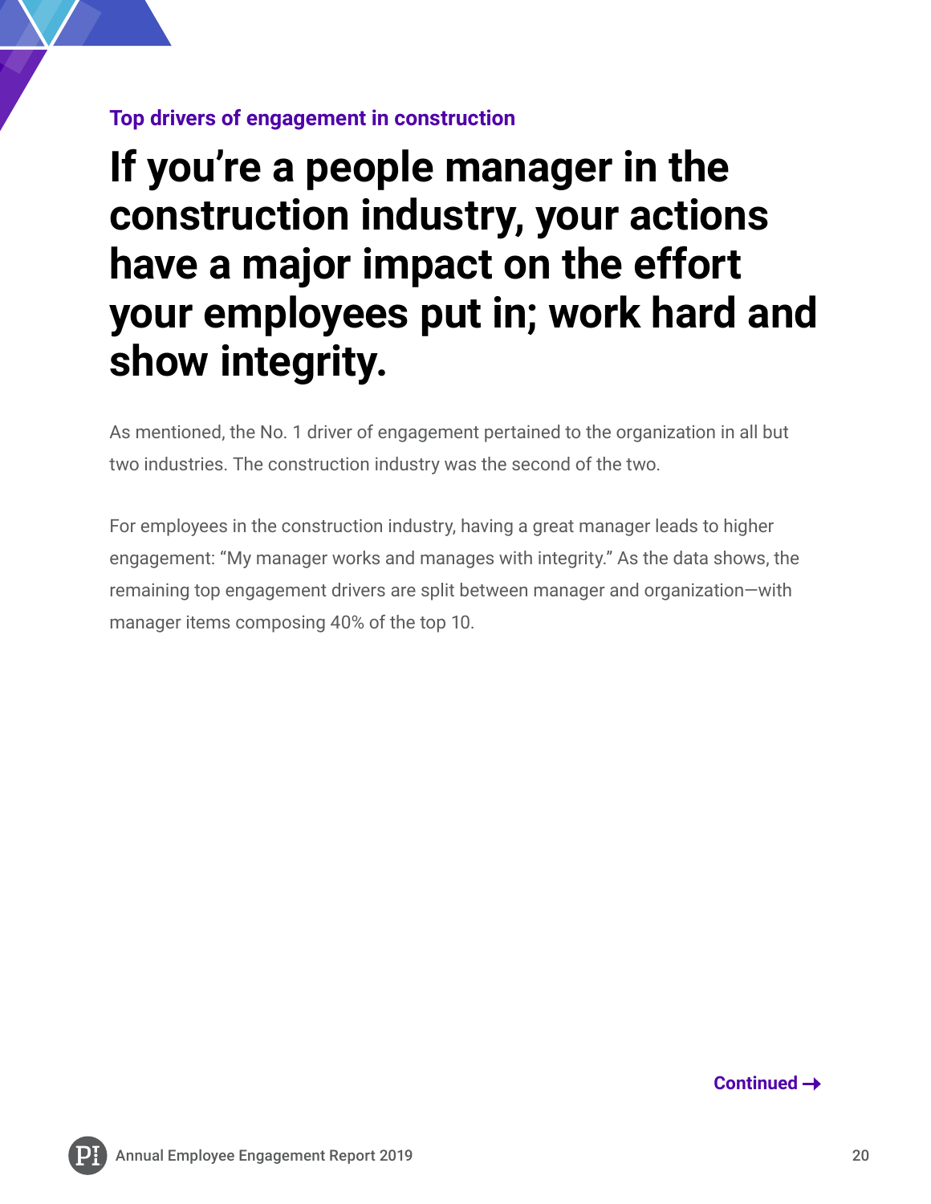### Top drivers of engagement in construction

# If you're a people manager in the construction industry, your actions have a major impact on the effort your employees put in; work hard and show integrity.

As mentioned, the No. 1 driver of engagement pertained to the organization in all but two industries. The construction industry was the second of the two.

For employees in the construction industry, having a great manager leads to higher engagement: "My manager works and manages with integrity." As the data shows, the remaining top engagement drivers are split between manager and organization—with manager items composing 40% of the top 10.

**Continued →**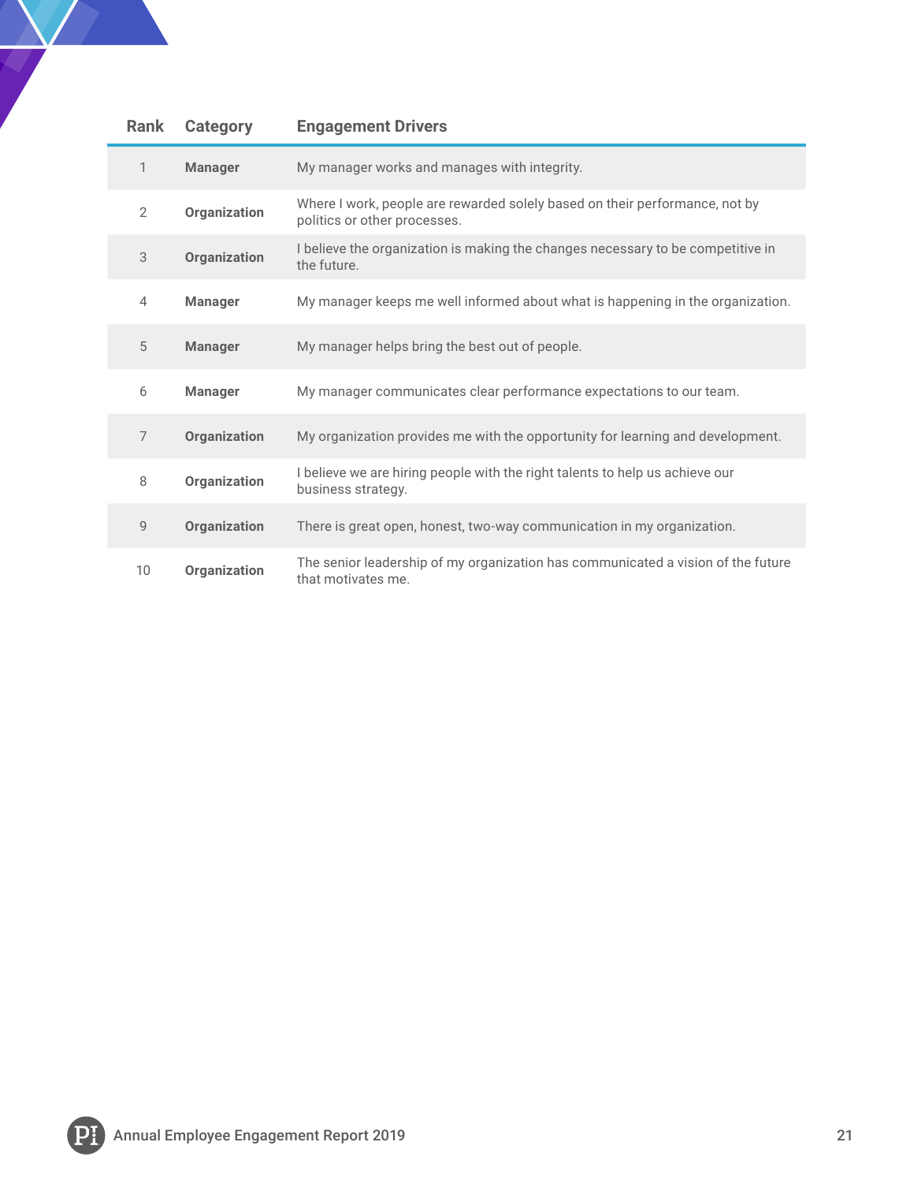| Rank | Category | Engagement Drivers |
|---|---|---|
| 1 | **Manager** | My manager works and manages with integrity. |
| 2 | **Organization** | Where I work, people are rewarded solely based on their performance, not by politics or other processes. |
| 3 | **Organization** | I believe the organization is making the changes necessary to be competitive in the future. |
| 4 | **Manager** | My manager keeps me well informed about what is happening in the organization. |
| 5 | **Manager** | My manager helps bring the best out of people. |
| 6 | **Manager** | My manager communicates clear performance expectations to our team. |
| 7 | **Organization** | My organization provides me with the opportunity for learning and development. |
| 8 | **Organization** | I believe we are hiring people with the right talents to help us achieve our business strategy. |
| 9 | **Organization** | There is great open, honest, two-way communication in my organization. |
| 10 | **Organization** | The senior leadership of my organization has communicated a vision of the future that motivates me. |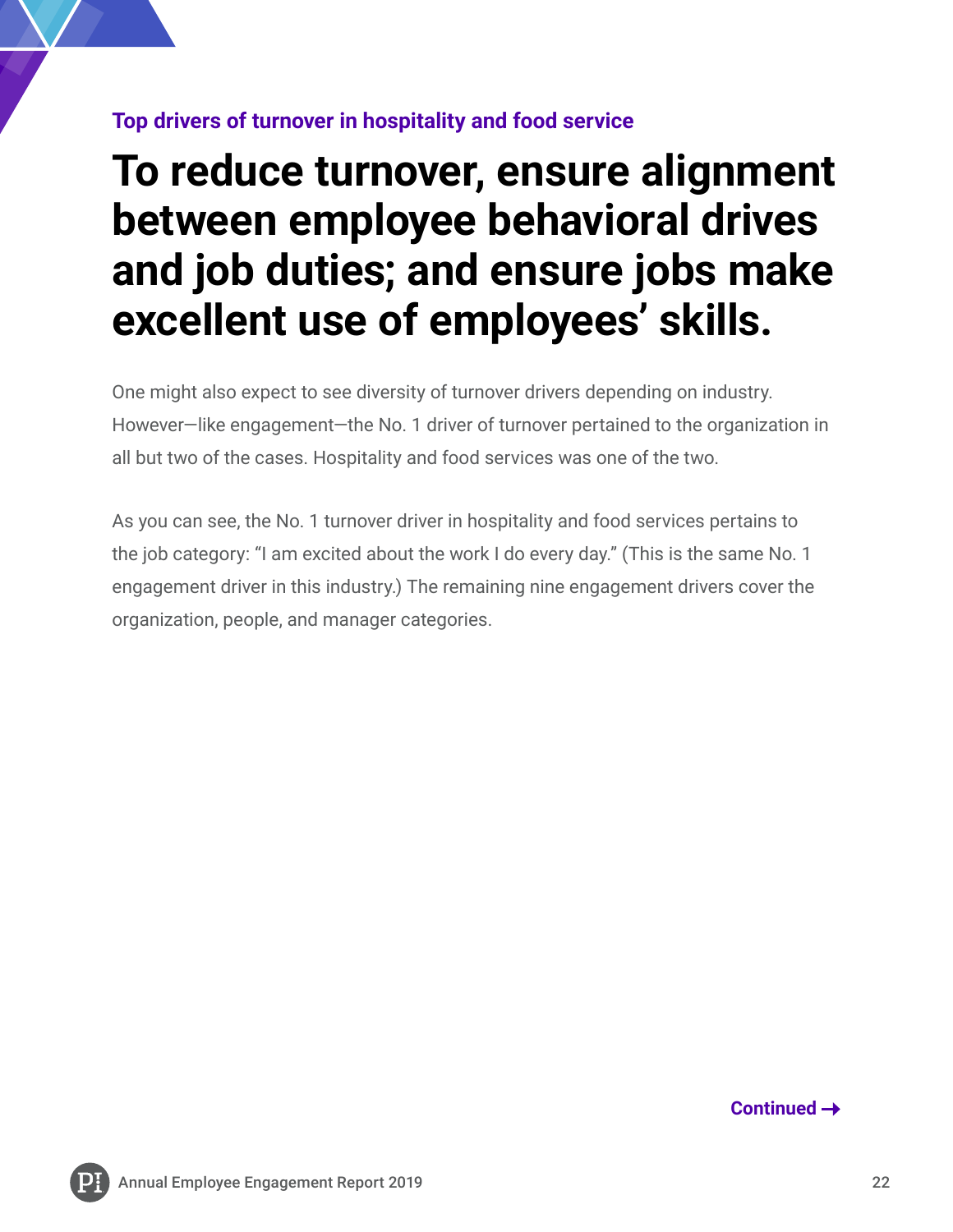### Top drivers of turnover in hospitality and food service

# To reduce turnover, ensure alignment between employee behavioral drives and job duties; and ensure jobs make excellent use of employees' skills.

One might also expect to see diversity of turnover drivers depending on industry. However—like engagement—the No. 1 driver of turnover pertained to the organization in all but two of the cases. Hospitality and food services was one of the two.

As you can see, the No. 1 turnover driver in hospitality and food services pertains to the job category: "I am excited about the work I do every day." (This is the same No. 1 engagement driver in this industry.) The remaining nine engagement drivers cover the organization, people, and manager categories.

**Continued →**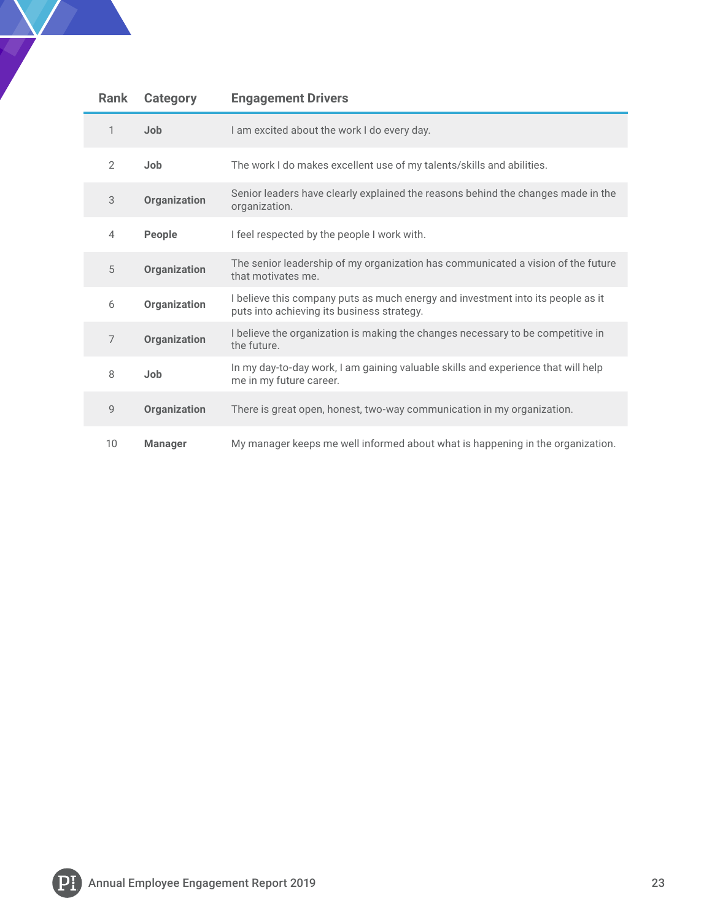| Rank | Category | Engagement Drivers |
|---|---|---|
| 1 | **Job** | I am excited about the work I do every day. |
| 2 | **Job** | The work I do makes excellent use of my talents/skills and abilities. |
| 3 | **Organization** | Senior leaders have clearly explained the reasons behind the changes made in the organization. |
| 4 | **People** | I feel respected by the people I work with. |
| 5 | **Organization** | The senior leadership of my organization has communicated a vision of the future that motivates me. |
| 6 | **Organization** | I believe this company puts as much energy and investment into its people as it puts into achieving its business strategy. |
| 7 | **Organization** | I believe the organization is making the changes necessary to be competitive in the future. |
| 8 | **Job** | In my day-to-day work, I am gaining valuable skills and experience that will help me in my future career. |
| 9 | **Organization** | There is great open, honest, two-way communication in my organization. |
| 10 | **Manager** | My manager keeps me well informed about what is happening in the organization. |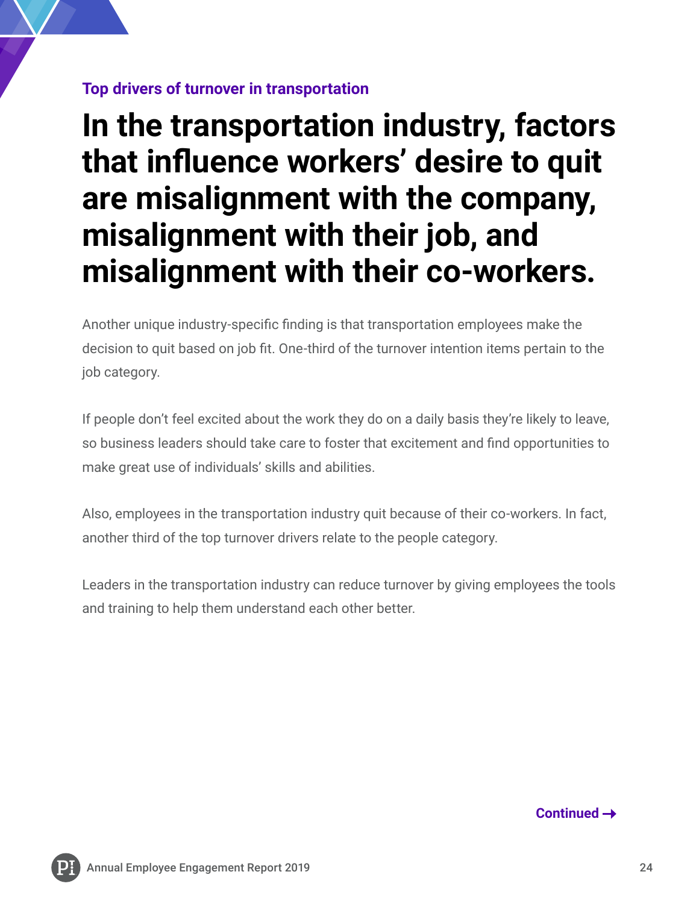### Top drivers of turnover in transportation

# In the transportation industry, factors that influence workers' desire to quit are misalignment with the company, misalignment with their job, and misalignment with their co-workers.

Another unique industry-specific finding is that transportation employees make the decision to quit based on job fit. One-third of the turnover intention items pertain to the job category.

If people don't feel excited about the work they do on a daily basis they're likely to leave, so business leaders should take care to foster that excitement and find opportunities to make great use of individuals' skills and abilities.

Also, employees in the transportation industry quit because of their co-workers. In fact, another third of the top turnover drivers relate to the people category.

Leaders in the transportation industry can reduce turnover by giving employees the tools and training to help them understand each other better.

**Continued →**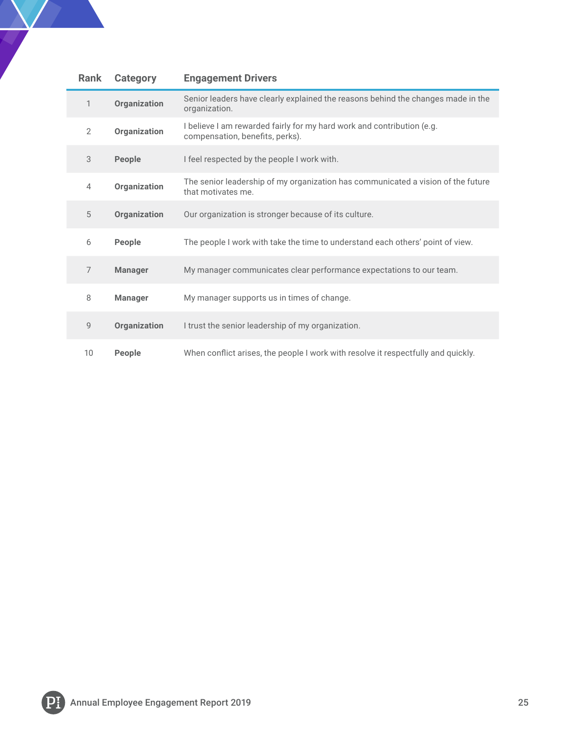| Rank | Category | Engagement Drivers |
|---|---|---|
| 1 | **Organization** | Senior leaders have clearly explained the reasons behind the changes made in the organization. |
| 2 | **Organization** | I believe I am rewarded fairly for my hard work and contribution (e.g. compensation, benefits, perks). |
| 3 | **People** | I feel respected by the people I work with. |
| 4 | **Organization** | The senior leadership of my organization has communicated a vision of the future that motivates me. |
| 5 | **Organization** | Our organization is stronger because of its culture. |
| 6 | **People** | The people I work with take the time to understand each others' point of view. |
| 7 | **Manager** | My manager communicates clear performance expectations to our team. |
| 8 | **Manager** | My manager supports us in times of change. |
| 9 | **Organization** | I trust the senior leadership of my organization. |
| 10 | **People** | When conflict arises, the people I work with resolve it respectfully and quickly. |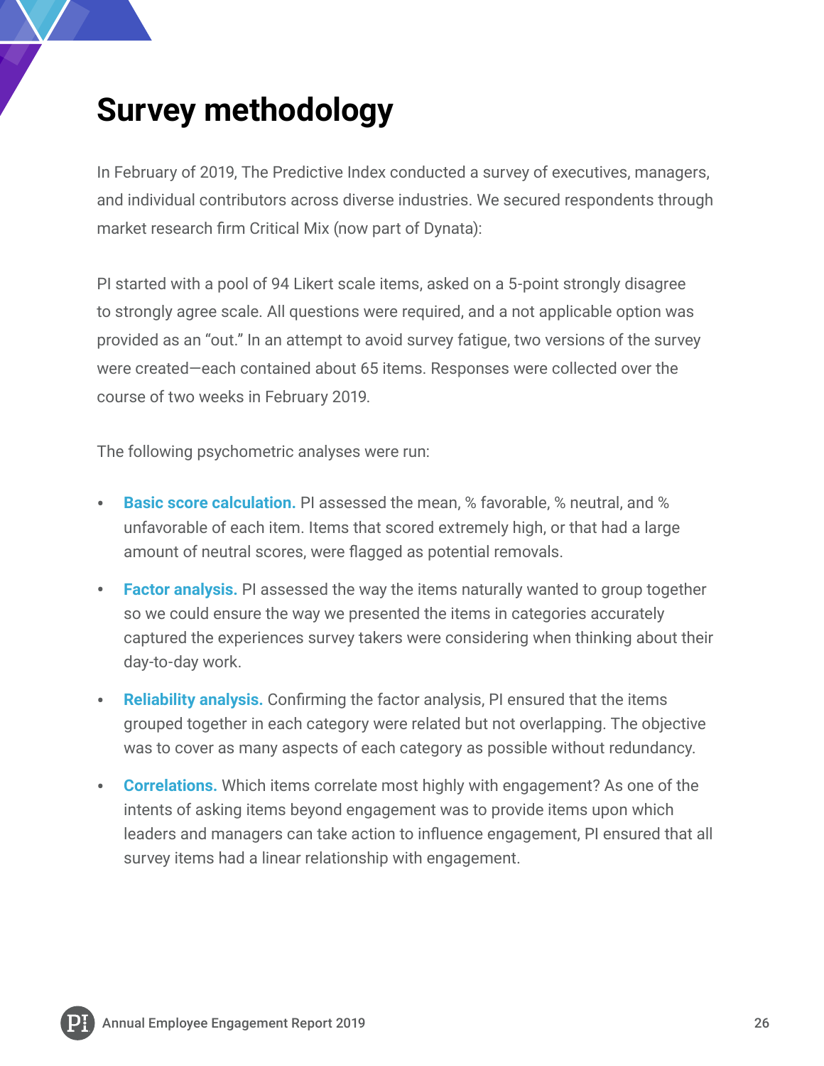# Survey methodology

In February of 2019, The Predictive Index conducted a survey of executives, managers, and individual contributors across diverse industries. We secured respondents through market research firm Critical Mix (now part of Dynata):

PI started with a pool of 94 Likert scale items, asked on a 5-point strongly disagree to strongly agree scale. All questions were required, and a not applicable option was provided as an "out." In an attempt to avoid survey fatigue, two versions of the survey were created—each contained about 65 items. Responses were collected over the course of two weeks in February 2019.

The following psychometric analyses were run:

- **Basic score calculation.** PI assessed the mean, % favorable, % neutral, and % unfavorable of each item. Items that scored extremely high, or that had a large amount of neutral scores, were flagged as potential removals.
- **Factor analysis.** PI assessed the way the items naturally wanted to group together so we could ensure the way we presented the items in categories accurately captured the experiences survey takers were considering when thinking about their day-to-day work.
- **Reliability analysis.** Confirming the factor analysis, PI ensured that the items grouped together in each category were related but not overlapping. The objective was to cover as many aspects of each category as possible without redundancy.
- **Correlations.** Which items correlate most highly with engagement? As one of the intents of asking items beyond engagement was to provide items upon which leaders and managers can take action to influence engagement, PI ensured that all survey items had a linear relationship with engagement.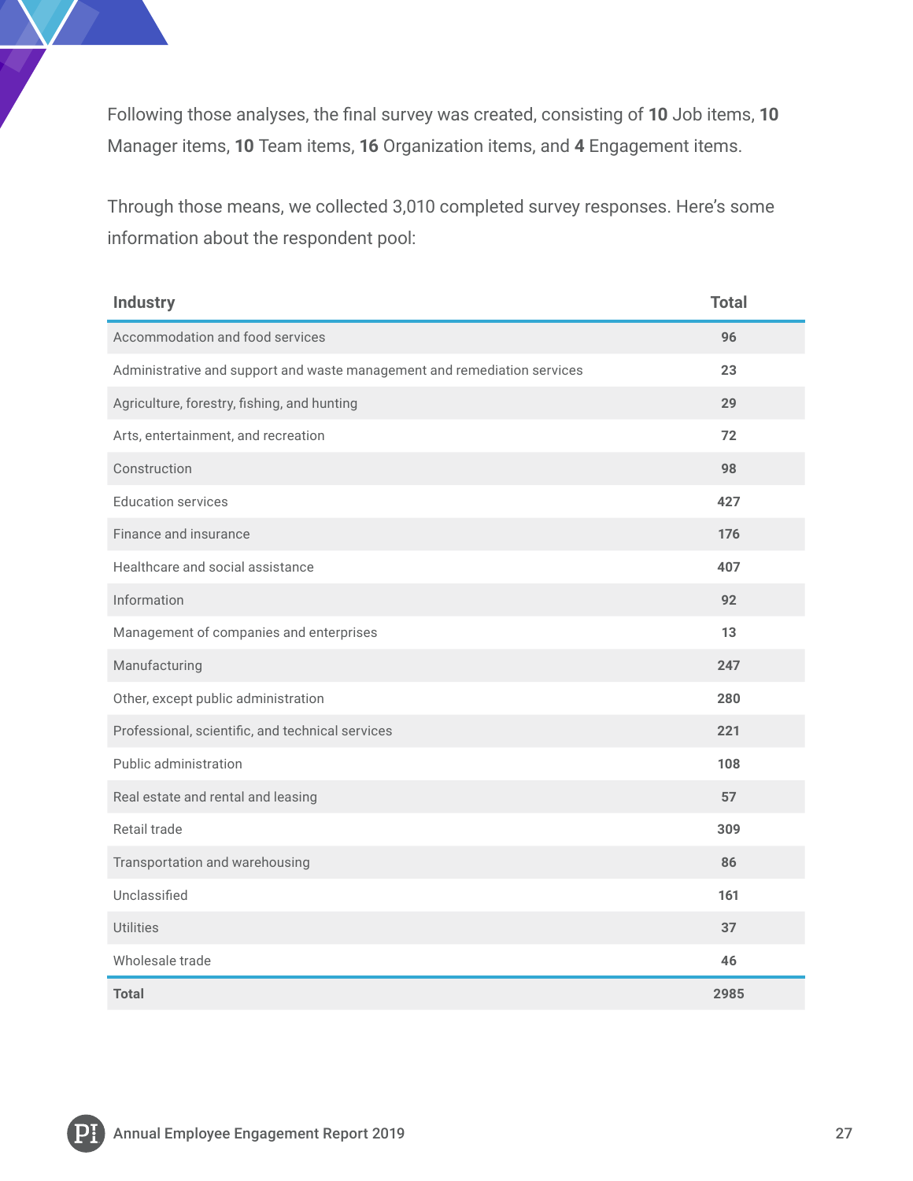Following those analyses, the final survey was created, consisting of **10** Job items, **10** Manager items, **10** Team items, **16** Organization items, and **4** Engagement items.

Through those means, we collected 3,010 completed survey responses. Here's some information about the respondent pool:

| Industry | Total |
|---|---|
| Accommodation and food services | **96** |
| Administrative and support and waste management and remediation services | **23** |
| Agriculture, forestry, fishing, and hunting | **29** |
| Arts, entertainment, and recreation | **72** |
| Construction | **98** |
| Education services | **427** |
| Finance and insurance | **176** |
| Healthcare and social assistance | **407** |
| Information | **92** |
| Management of companies and enterprises | **13** |
| Manufacturing | **247** |
| Other, except public administration | **280** |
| Professional, scientific, and technical services | **221** |
| Public administration | **108** |
| Real estate and rental and leasing | **57** |
| Retail trade | **309** |
| Transportation and warehousing | **86** |
| Unclassified | **161** |
| Utilities | **37** |
| Wholesale trade | **46** |
| **Total** | **2985** |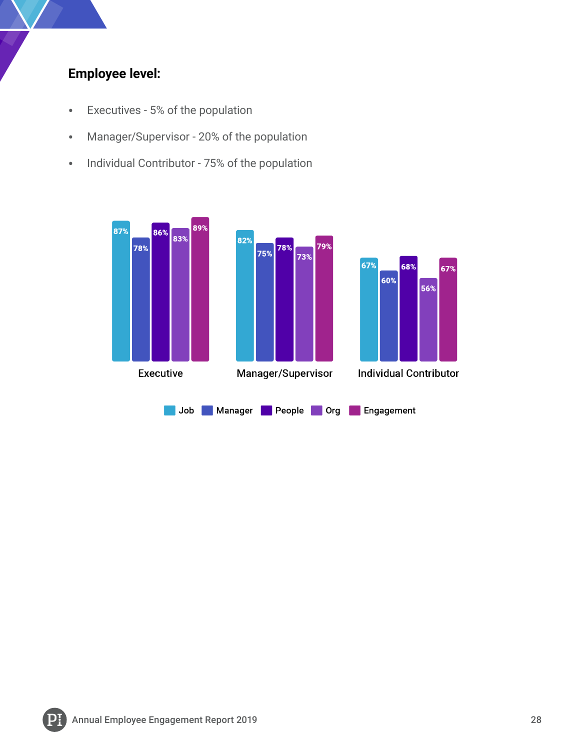### Employee level:

- Executives - 5% of the population
- Manager/Supervisor - 20% of the population
- Individual Contributor - 75% of the population

87%
78%
86%
83%
89%
Executive

82%
75%
78%
73%
79%
Manager/Supervisor

67%
60%
68%
56%
67%
Individual Contributor

Job
Manager
People
Org
Engagement